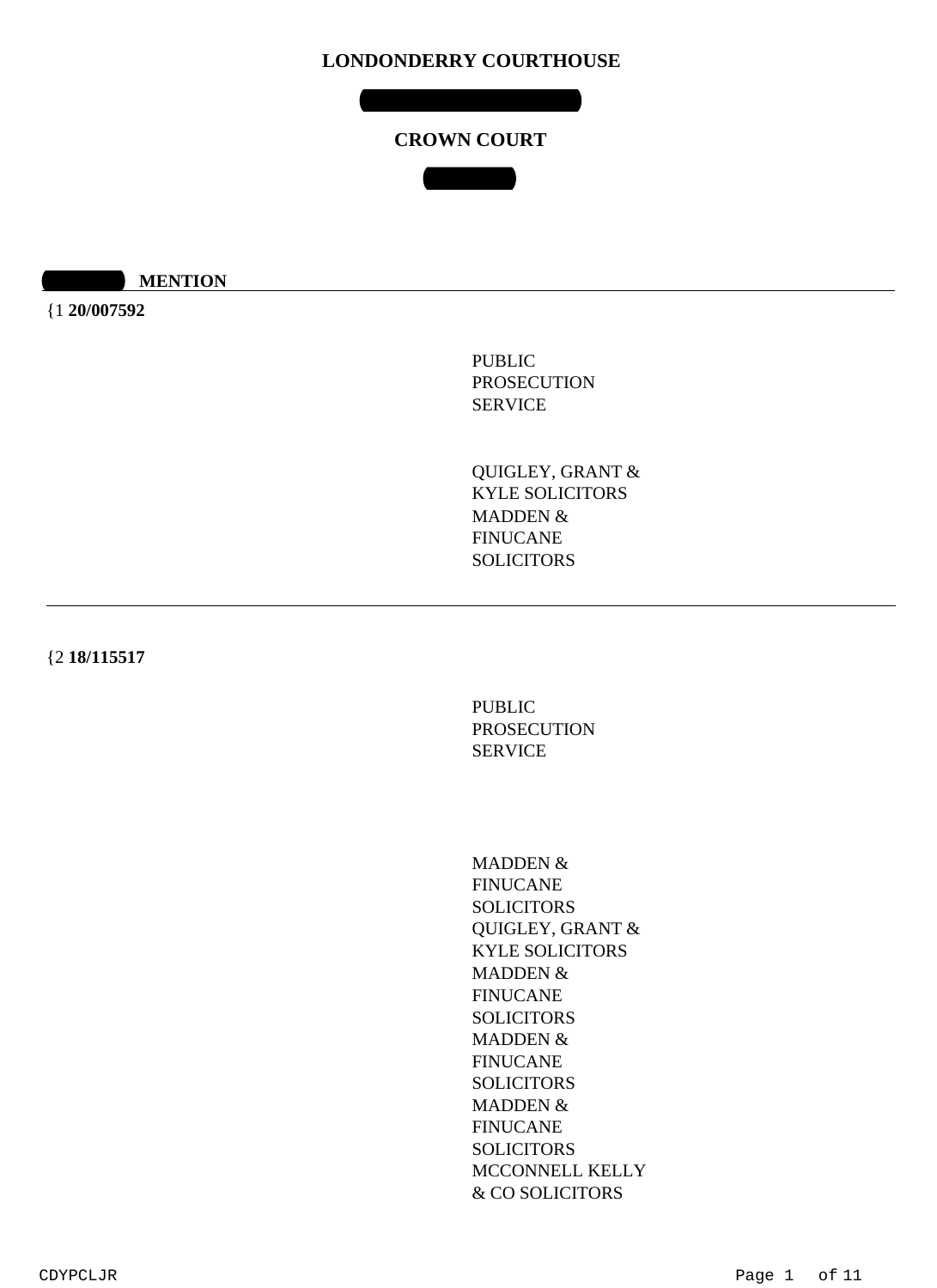# LONDONDERRY COURTHOUSE

## CROWN COURT

**MENTION**

{1 **20/007592**

PUBLIC
PROSECUTION
SERVICE

QUIGLEY, GRANT &
KYLE SOLICITORS
MADDEN &
FINUCANE
SOLICITORS

---

{2 **18/115517**

PUBLIC
PROSECUTION
SERVICE

MADDEN &
FINUCANE
SOLICITORS
QUIGLEY, GRANT &
KYLE SOLICITORS
MADDEN &
FINUCANE
SOLICITORS
MADDEN &
FINUCANE
SOLICITORS
MADDEN &
FINUCANE
SOLICITORS
MCCONNELL KELLY
& CO SOLICITORS

CDYPCLJR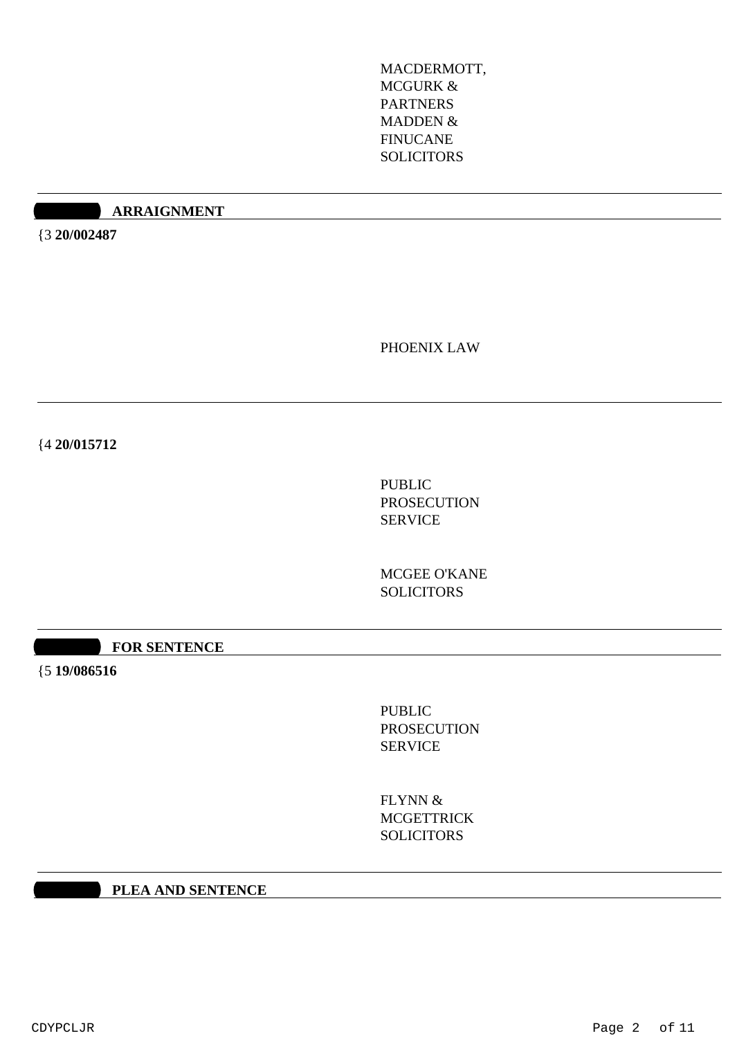MACDERMOTT,
MCGURK &
PARTNERS
MADDEN &
FINUCANE
SOLICITORS

---

**ARRAIGNMENT**

{3 **20/002487**

PHOENIX LAW

---

{4 **20/015712**

PUBLIC
PROSECUTION
SERVICE

MCGEE O'KANE
SOLICITORS

---

**FOR SENTENCE**

{5 **19/086516**

PUBLIC
PROSECUTION
SERVICE

FLYNN &
MCGETTRICK
SOLICITORS

---

**PLEA AND SENTENCE**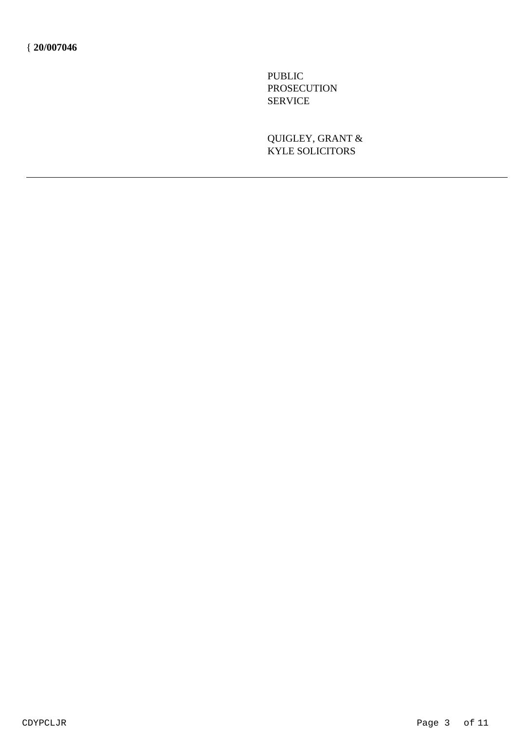{ **20/007046**

PUBLIC
PROSECUTION
SERVICE

QUIGLEY, GRANT &
KYLE SOLICITORS

---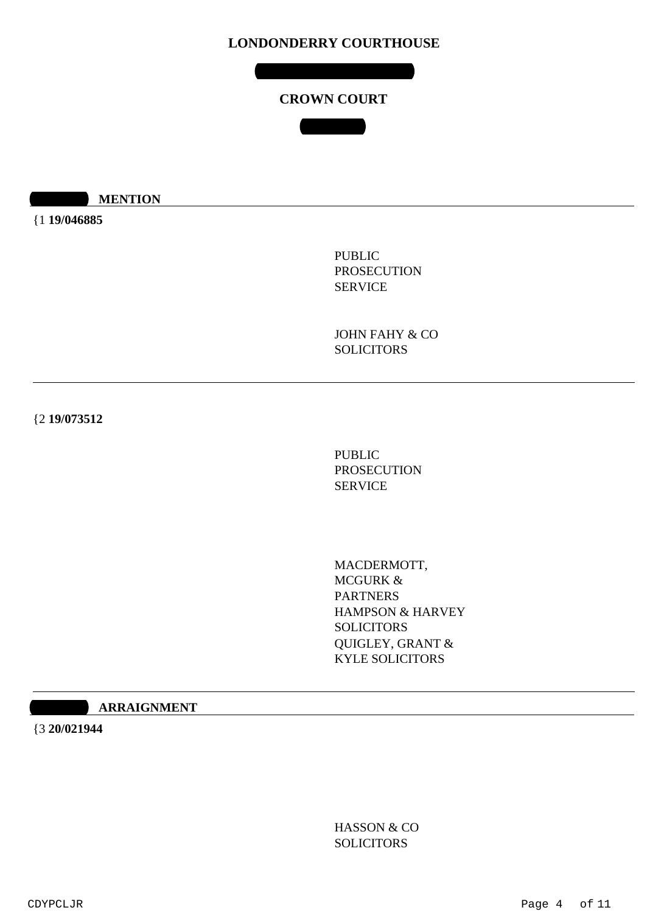# LONDONDERRY COURTHOUSE

## CROWN COURT

**MENTION**

{1 **19/046885**

PUBLIC PROSECUTION SERVICE

JOHN FAHY & CO SOLICITORS

---

{2 **19/073512**

PUBLIC PROSECUTION SERVICE

MACDERMOTT, MCGURK & PARTNERS
HAMPSON & HARVEY SOLICITORS
QUIGLEY, GRANT & KYLE SOLICITORS

---

**ARRAIGNMENT**

{3 **20/021944**

HASSON & CO SOLICITORS

CDYPCLJR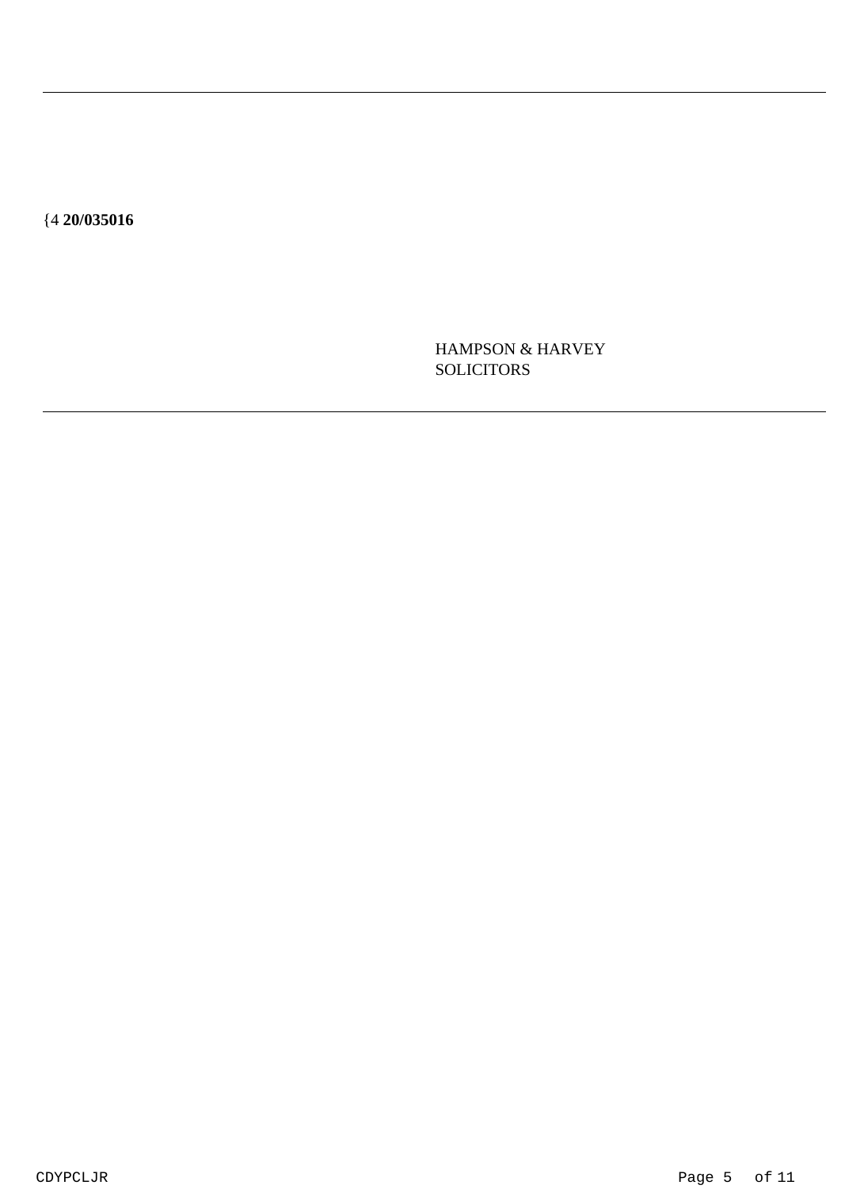---

{4 **20/035016**

HAMPSON & HARVEY
SOLICITORS

---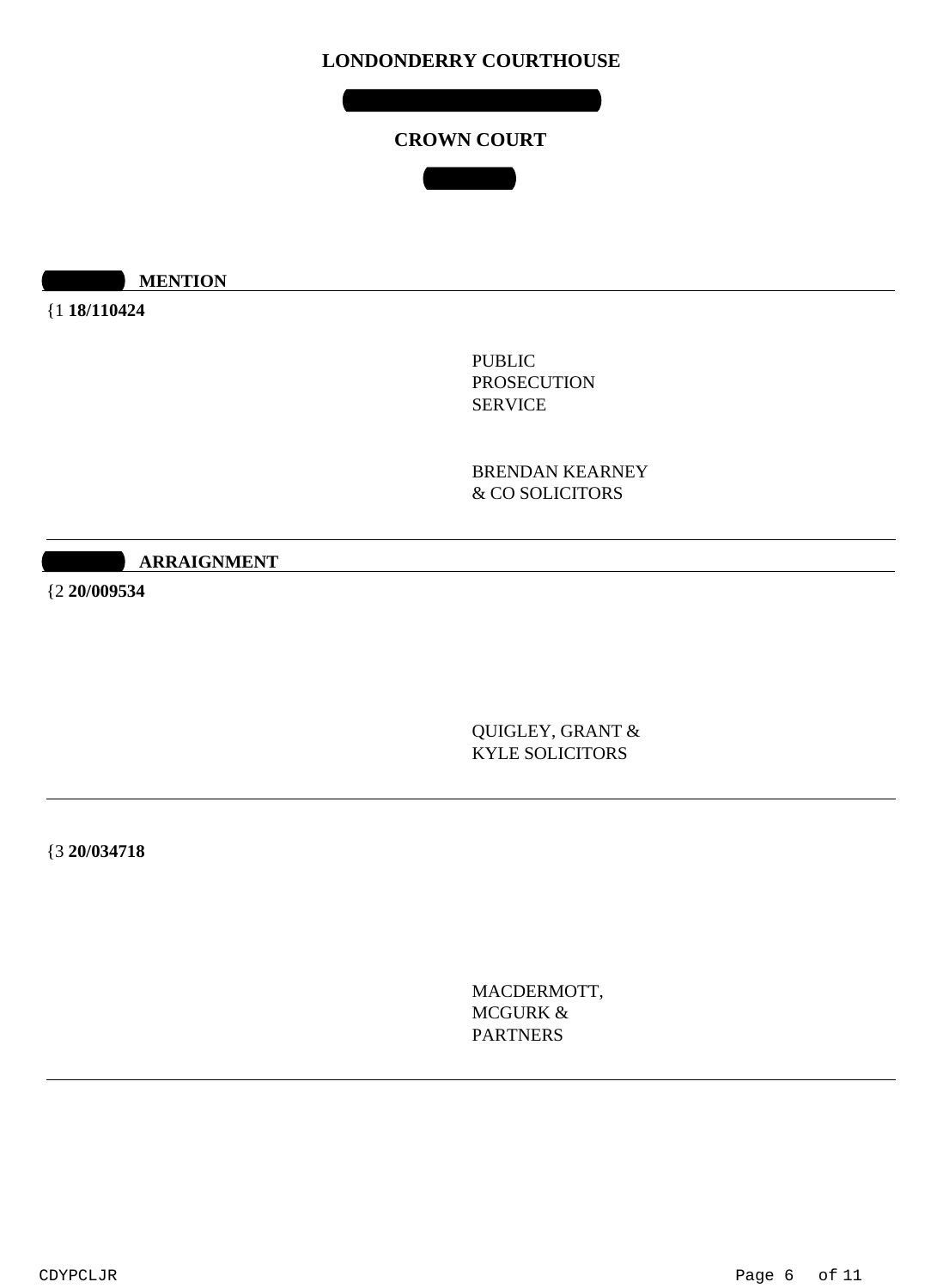# LONDONDERRY COURTHOUSE

## CROWN COURT

**MENTION**

{1 **18/110424**

PUBLIC PROSECUTION SERVICE

BRENDAN KEARNEY & CO SOLICITORS

---

**ARRAIGNMENT**

{2 **20/009534**

QUIGLEY, GRANT & KYLE SOLICITORS

---

{3 **20/034718**

MACDERMOTT, MCGURK & PARTNERS

---

CDYPCLJR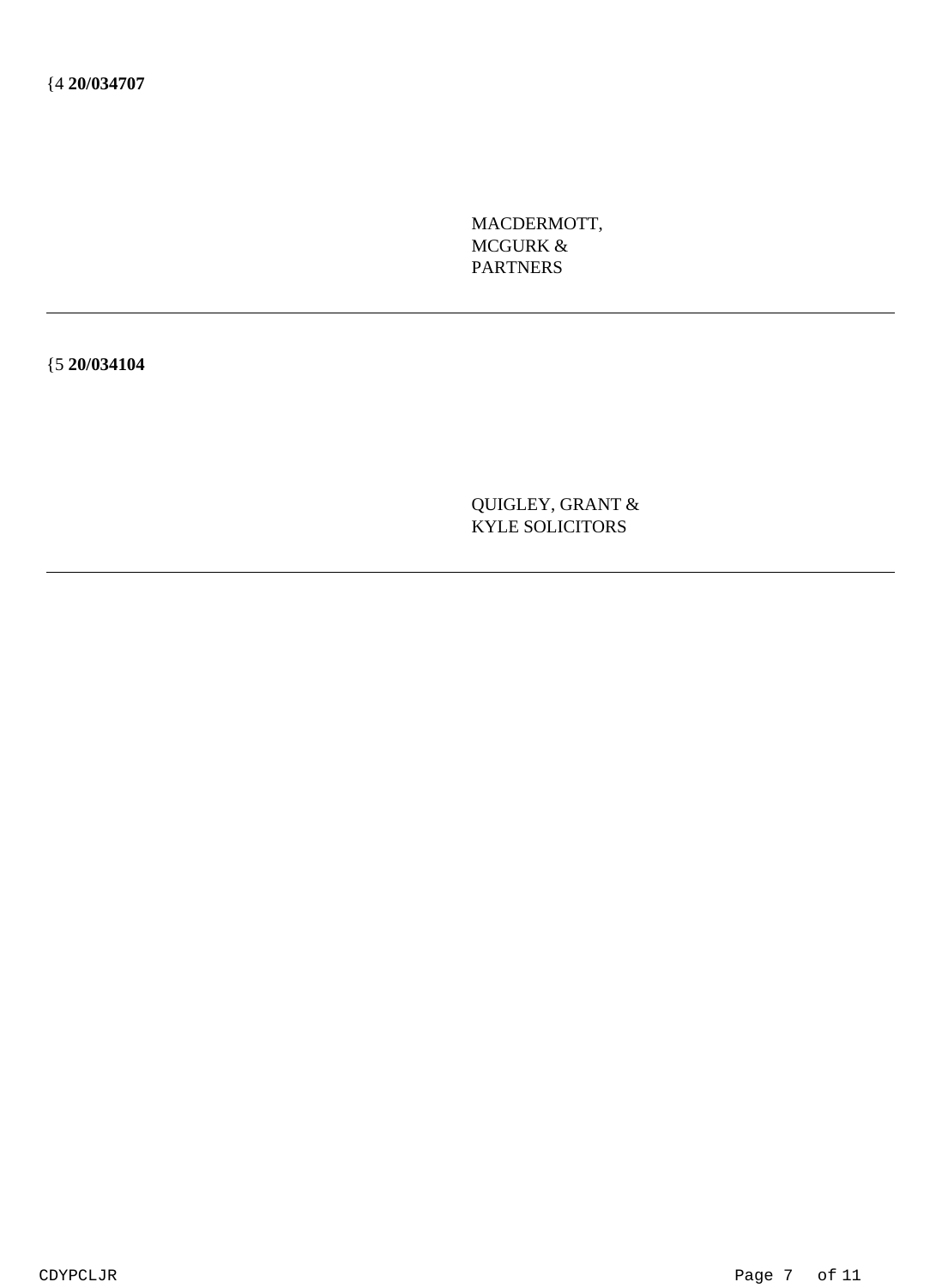{4 **20/034707**

MACDERMOTT, MCGURK & PARTNERS

---

{5 **20/034104**

QUIGLEY, GRANT & KYLE SOLICITORS

---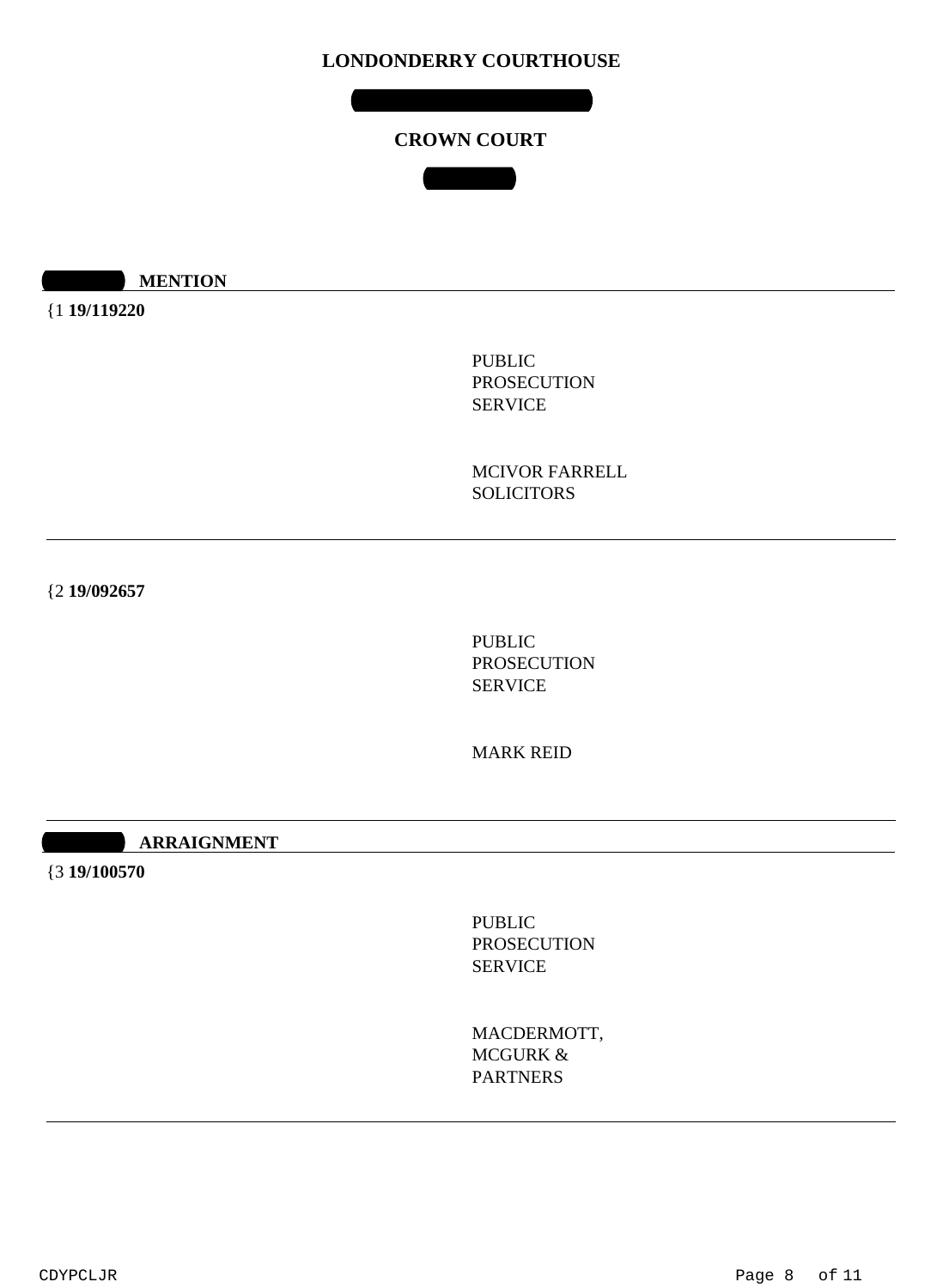# LONDONDERRY COURTHOUSE

## CROWN COURT

**MENTION**

{1 **19/119220**

PUBLIC PROSECUTION SERVICE

MCIVOR FARRELL SOLICITORS

---

{2 **19/092657**

PUBLIC PROSECUTION SERVICE

MARK REID

---

**ARRAIGNMENT**

{3 **19/100570**

PUBLIC PROSECUTION SERVICE

MACDERMOTT, MCGURK & PARTNERS

---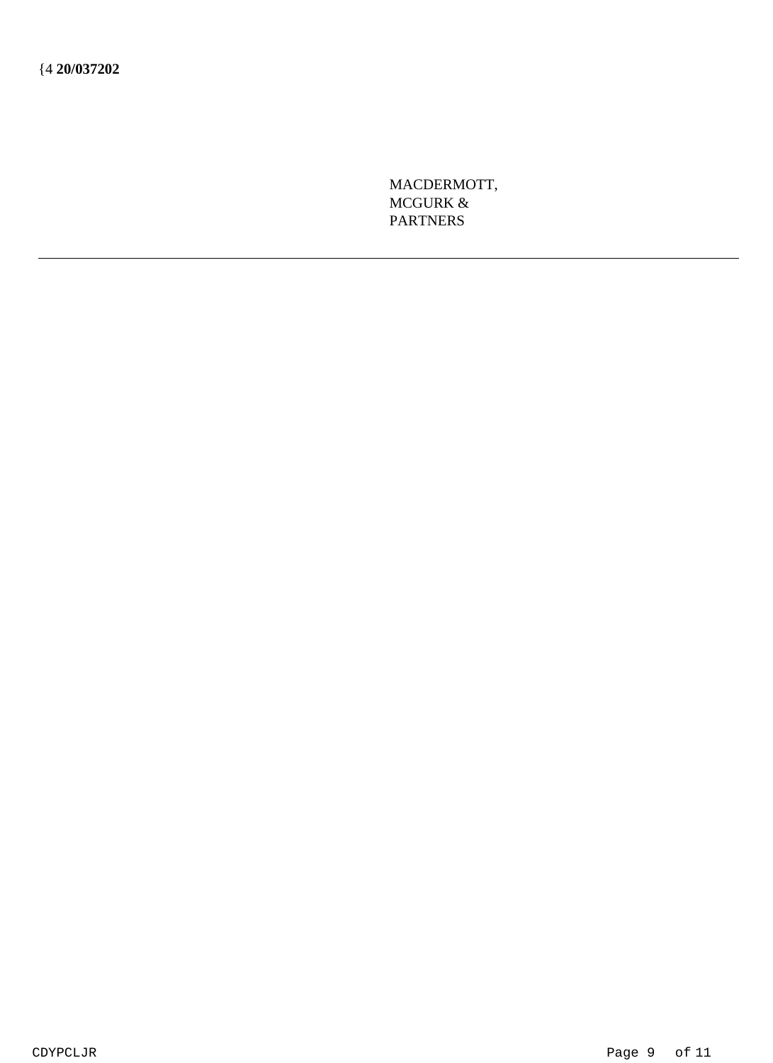{4 **20/037202**

MACDERMOTT,
MCGURK &
PARTNERS

---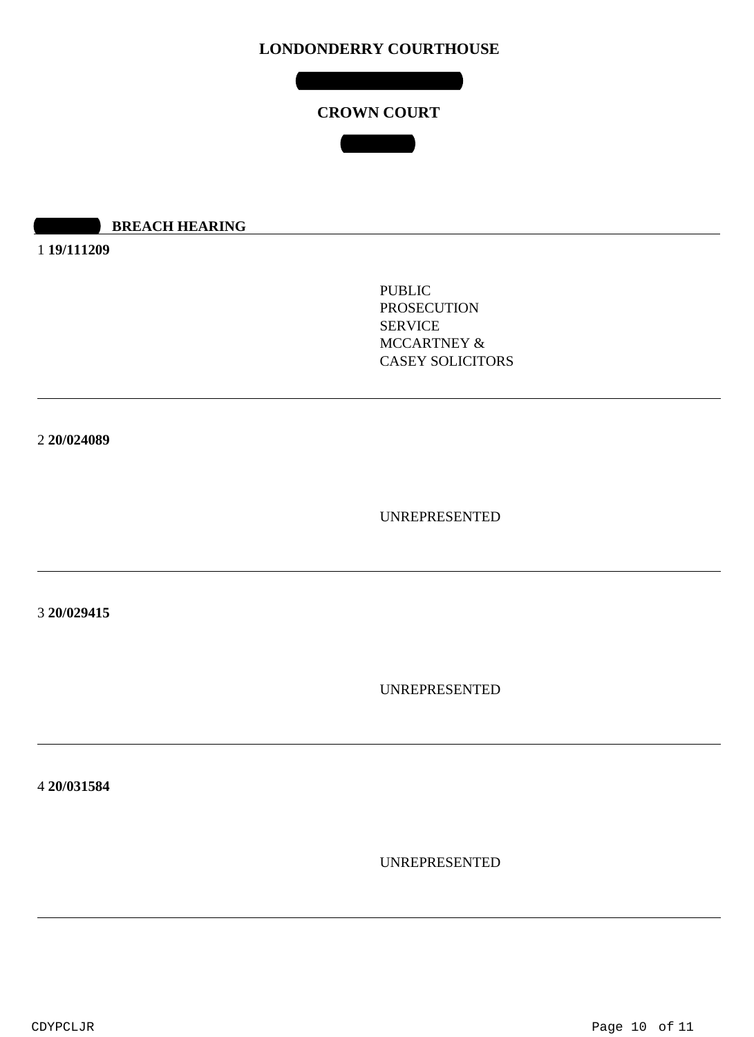# LONDONDERRY COURTHOUSE

## CROWN COURT

### BREACH HEARING

1 **19/111209**

PUBLIC PROSECUTION SERVICE
MCCARTNEY & CASEY SOLICITORS

---

2 **20/024089**

UNREPRESENTED

---

3 **20/029415**

UNREPRESENTED

---

4 **20/031584**

UNREPRESENTED

---

CDYPCLJR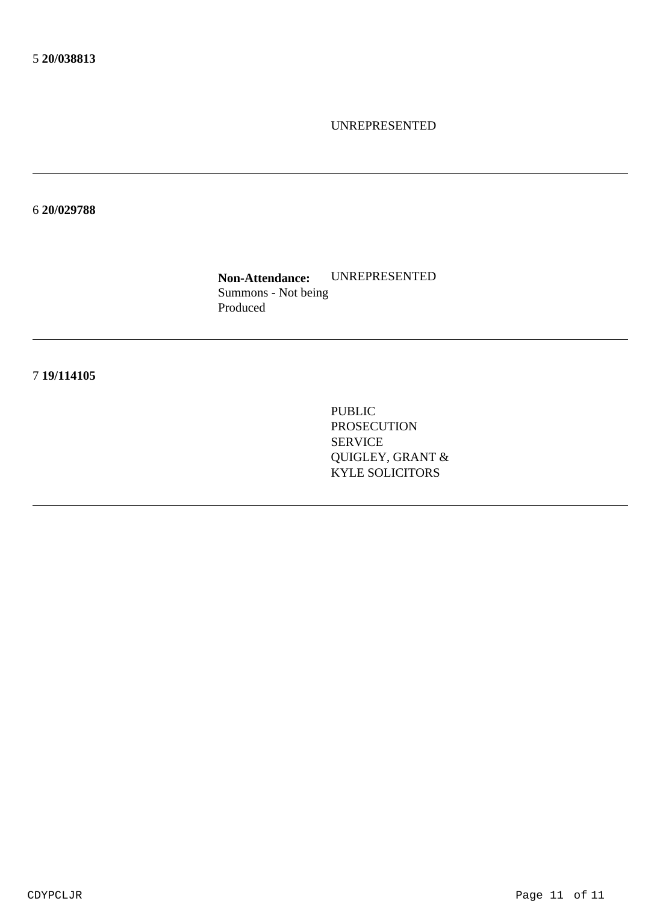5 **20/038813**

UNREPRESENTED

---

6 **20/029788**

**Non-Attendance:** Summons - Not being Produced

UNREPRESENTED

---

7 **19/114105**

PUBLIC PROSECUTION SERVICE
QUIGLEY, GRANT & KYLE SOLICITORS

---